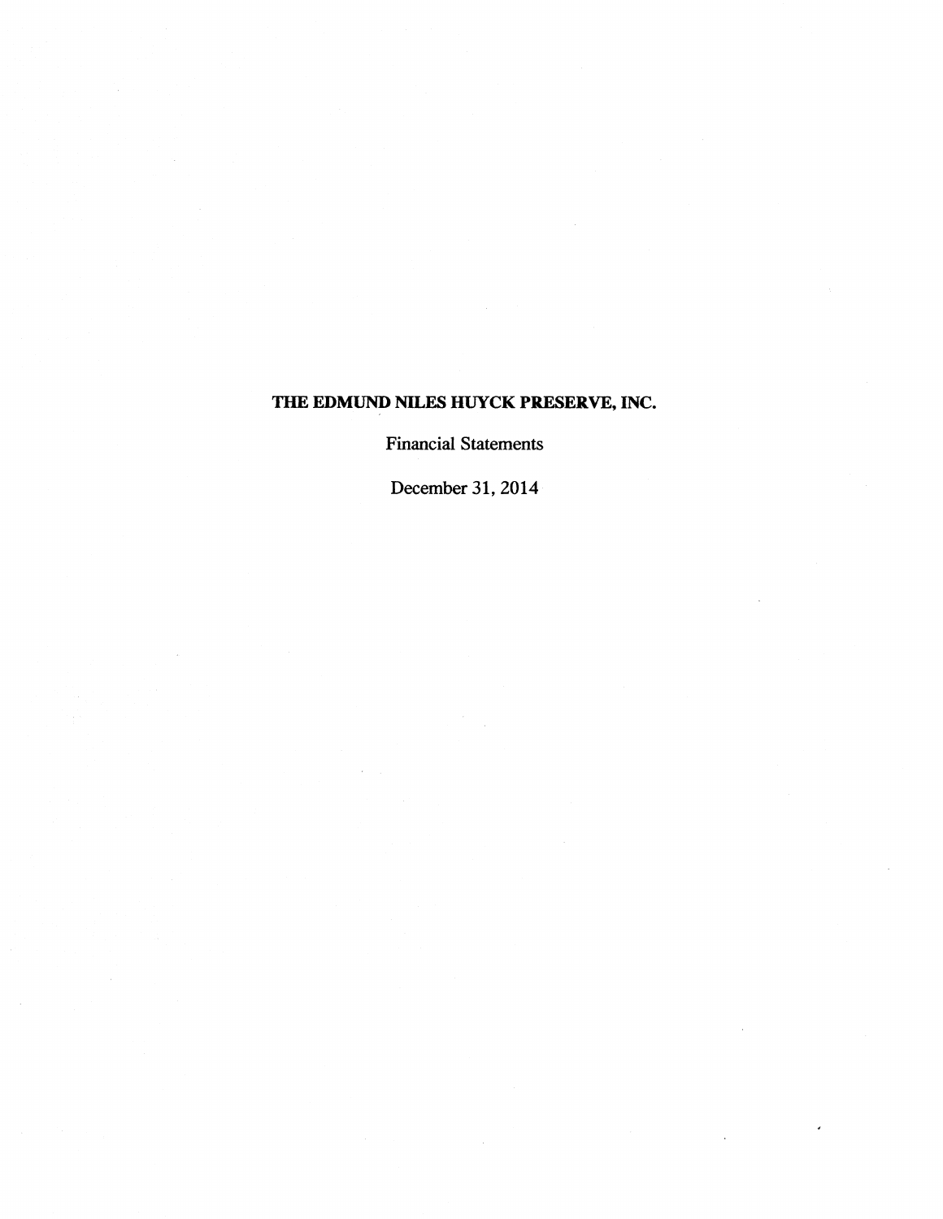# THE EDMUND NILES HUYCK PRESERVE, INC.

Financial Statements

December 31, 2014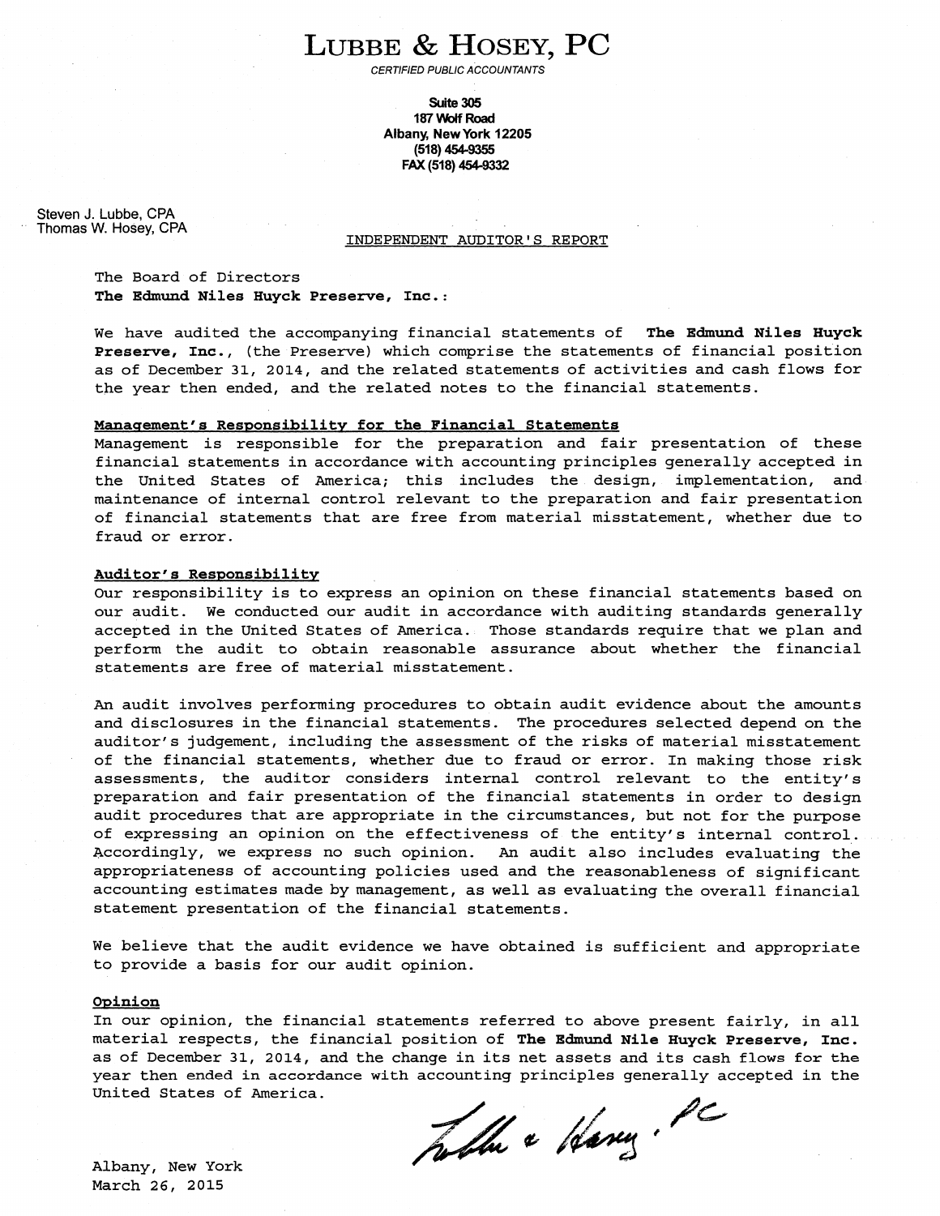# LUBBE & HOSEY, PC

*CERTIFIED PUBLIC ACCOUNTANTS*

**Suite 305**
**187 Wolf Road**
**Albany, New York 12205**
**(518) 454-9355**
**FAX (518) 454-9332**

Steven J. Lubbe, CPA
Thomas W. Hosey, CPA

## INDEPENDENT AUDITOR'S REPORT

The Board of Directors
**The Edmund Niles Huyck Preserve, Inc.**:

We have audited the accompanying financial statements of **The Edmund Niles Huyck Preserve, Inc.**, (the Preserve) which comprise the statements of financial position as of December 31, 2014, and the related statements of activities and cash flows for the year then ended, and the related notes to the financial statements.

**Management's Responsibility for the Financial Statements**

Management is responsible for the preparation and fair presentation of these financial statements in accordance with accounting principles generally accepted in the United States of America; this includes the design, implementation, and maintenance of internal control relevant to the preparation and fair presentation of financial statements that are free from material misstatement, whether due to fraud or error.

**Auditor's Responsibility**

Our responsibility is to express an opinion on these financial statements based on our audit. We conducted our audit in accordance with auditing standards generally accepted in the United States of America. Those standards require that we plan and perform the audit to obtain reasonable assurance about whether the financial statements are free of material misstatement.

An audit involves performing procedures to obtain audit evidence about the amounts and disclosures in the financial statements. The procedures selected depend on the auditor's judgement, including the assessment of the risks of material misstatement of the financial statements, whether due to fraud or error. In making those risk assessments, the auditor considers internal control relevant to the entity's preparation and fair presentation of the financial statements in order to design audit procedures that are appropriate in the circumstances, but not for the purpose of expressing an opinion on the effectiveness of the entity's internal control. Accordingly, we express no such opinion. An audit also includes evaluating the appropriateness of accounting policies used and the reasonableness of significant accounting estimates made by management, as well as evaluating the overall financial statement presentation of the financial statements.

We believe that the audit evidence we have obtained is sufficient and appropriate to provide a basis for our audit opinion.

**Opinion**

In our opinion, the financial statements referred to above present fairly, in all material respects, the financial position of **The Edmund Nile Huyck Preserve, Inc.** as of December 31, 2014, and the change in its net assets and its cash flows for the year then ended in accordance with accounting principles generally accepted in the United States of America.

Lubbe & Hosey, PC

Albany, New York
March 26, 2015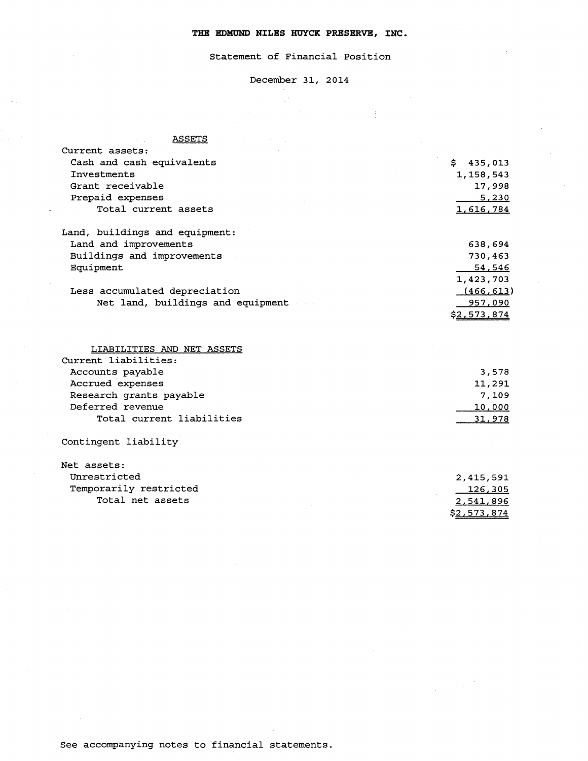# THE EDMUND NILES HUYCK PRESERVE, INC.

## Statement of Financial Position

December 31, 2014

| | |
|---|---|
| **ASSETS** | |
| Current assets: | |
| Cash and cash equivalents | $ 435,013 |
| Investments | 1,158,543 |
| Grant receivable | 17,998 |
| Prepaid expenses | 5,230 |
| Total current assets | 1,616,784 |
| | |
| Land, buildings and equipment: | |
| Land and improvements | 638,694 |
| Buildings and improvements | 730,463 |
| Equipment | 54,546 |
| | 1,423,703 |
| Less accumulated depreciation | (466,613) |
| Net land, buildings and equipment | 957,090 |
| | $2,573,874 |
| | |
| **LIABILITIES AND NET ASSETS** | |
| Current liabilities: | |
| Accounts payable | 3,578 |
| Accrued expenses | 11,291 |
| Research grants payable | 7,109 |
| Deferred revenue | 10,000 |
| Total current liabilities | 31,978 |
| | |
| Contingent liability | |
| | |
| Net assets: | |
| Unrestricted | 2,415,591 |
| Temporarily restricted | 126,305 |
| Total net assets | 2,541,896 |
| | $2,573,874 |

See accompanying notes to financial statements.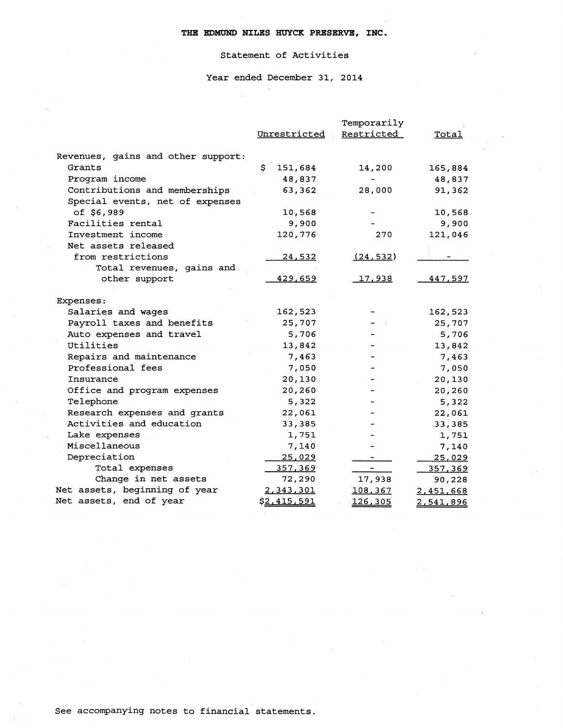# THE EDMUND NILES HUYCK PRESERVE, INC.

Statement of Activities

Year ended December 31, 2014

| | Unrestricted | Temporarily Restricted | Total |
|---|---|---|---|
| Revenues, gains and other support: | | | |
| Grants | $ 151,684 | 14,200 | 165,884 |
| Program income | 48,837 | - | 48,837 |
| Contributions and memberships | 63,362 | 28,000 | 91,362 |
| Special events, net of expenses of $6,989 | 10,568 | - | 10,568 |
| Facilities rental | 9,900 | - | 9,900 |
| Investment income | 120,776 | 270 | 121,046 |
| Net assets released from restrictions | 24,532 | (24,532) | - |
| Total revenues, gains and other support | 429,659 | 17,938 | 447,597 |
| Expenses: | | | |
| Salaries and wages | 162,523 | - | 162,523 |
| Payroll taxes and benefits | 25,707 | - | 25,707 |
| Auto expenses and travel | 5,706 | - | 5,706 |
| Utilities | 13,842 | - | 13,842 |
| Repairs and maintenance | 7,463 | - | 7,463 |
| Professional fees | 7,050 | - | 7,050 |
| Insurance | 20,130 | - | 20,130 |
| Office and program expenses | 20,260 | - | 20,260 |
| Telephone | 5,322 | - | 5,322 |
| Research expenses and grants | 22,061 | - | 22,061 |
| Activities and education | 33,385 | - | 33,385 |
| Lake expenses | 1,751 | - | 1,751 |
| Miscellaneous | 7,140 | - | 7,140 |
| Depreciation | 25,029 | - | 25,029 |
| Total expenses | 357,369 | - | 357,369 |
| Change in net assets | 72,290 | 17,938 | 90,228 |
| Net assets, beginning of year | 2,343,301 | 108,367 | 2,451,668 |
| Net assets, end of year | $2,415,591 | 126,305 | 2,541,896 |

See accompanying notes to financial statements.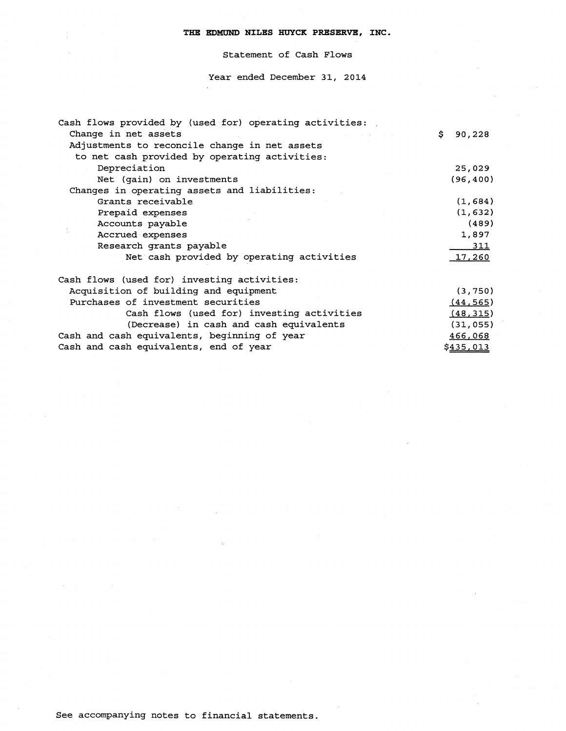# THE EDMUND NILES HUYCK PRESERVE, INC.

## Statement of Cash Flows

### Year ended December 31, 2014

| | |
|---|---|
| Cash flows provided by (used for) operating activities: | |
| Change in net assets | $ 90,228 |
| Adjustments to reconcile change in net assets to net cash provided by operating activities: | |
| Depreciation | 25,029 |
| Net (gain) on investments | (96,400) |
| Changes in operating assets and liabilities: | |
| Grants receivable | (1,684) |
| Prepaid expenses | (1,632) |
| Accounts payable | (489) |
| Accrued expenses | 1,897 |
| Research grants payable | 311 |
| Net cash provided by operating activities | 17,260 |
| Cash flows (used for) investing activities: | |
| Acquisition of building and equipment | (3,750) |
| Purchases of investment securities | (44,565) |
| Cash flows (used for) investing activities | (48,315) |
| (Decrease) in cash and cash equivalents | (31,055) |
| Cash and cash equivalents, beginning of year | 466,068 |
| Cash and cash equivalents, end of year | $435,013 |

See accompanying notes to financial statements.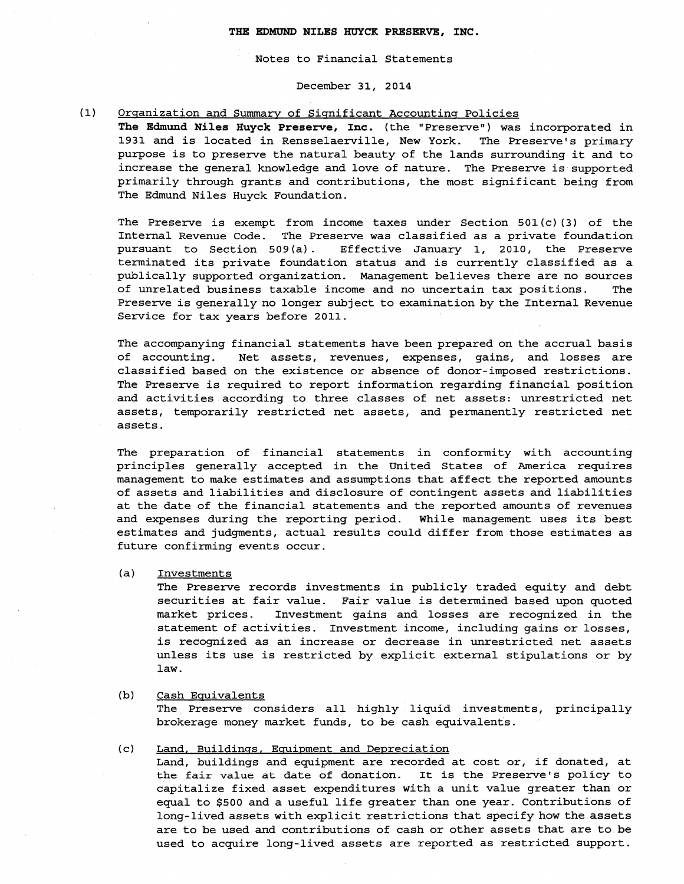# THE EDMUND NILES HUYCK PRESERVE, INC.

Notes to Financial Statements

December 31, 2014

## (1) Organization and Summary of Significant Accounting Policies

**The Edmund Niles Huyck Preserve, Inc.** (the "Preserve") was incorporated in 1931 and is located in Rensselaerville, New York. The Preserve's primary purpose is to preserve the natural beauty of the lands surrounding it and to increase the general knowledge and love of nature. The Preserve is supported primarily through grants and contributions, the most significant being from The Edmund Niles Huyck Foundation.

The Preserve is exempt from income taxes under Section 501(c)(3) of the Internal Revenue Code. The Preserve was classified as a private foundation pursuant to Section 509(a). Effective January 1, 2010, the Preserve terminated its private foundation status and is currently classified as a publically supported organization. Management believes there are no sources of unrelated business taxable income and no uncertain tax positions. The Preserve is generally no longer subject to examination by the Internal Revenue Service for tax years before 2011.

The accompanying financial statements have been prepared on the accrual basis of accounting. Net assets, revenues, expenses, gains, and losses are classified based on the existence or absence of donor-imposed restrictions. The Preserve is required to report information regarding financial position and activities according to three classes of net assets: unrestricted net assets, temporarily restricted net assets, and permanently restricted net assets.

The preparation of financial statements in conformity with accounting principles generally accepted in the United States of America requires management to make estimates and assumptions that affect the reported amounts of assets and liabilities and disclosure of contingent assets and liabilities at the date of the financial statements and the reported amounts of revenues and expenses during the reporting period. While management uses its best estimates and judgments, actual results could differ from those estimates as future confirming events occur.

### (a) Investments

The Preserve records investments in publicly traded equity and debt securities at fair value. Fair value is determined based upon quoted market prices. Investment gains and losses are recognized in the statement of activities. Investment income, including gains or losses, is recognized as an increase or decrease in unrestricted net assets unless its use is restricted by explicit external stipulations or by law.

### (b) Cash Equivalents

The Preserve considers all highly liquid investments, principally brokerage money market funds, to be cash equivalents.

### (c) Land, Buildings, Equipment and Depreciation

Land, buildings and equipment are recorded at cost or, if donated, at the fair value at date of donation. It is the Preserve's policy to capitalize fixed asset expenditures with a unit value greater than or equal to $500 and a useful life greater than one year. Contributions of long-lived assets with explicit restrictions that specify how the assets are to be used and contributions of cash or other assets that are to be used to acquire long-lived assets are reported as restricted support.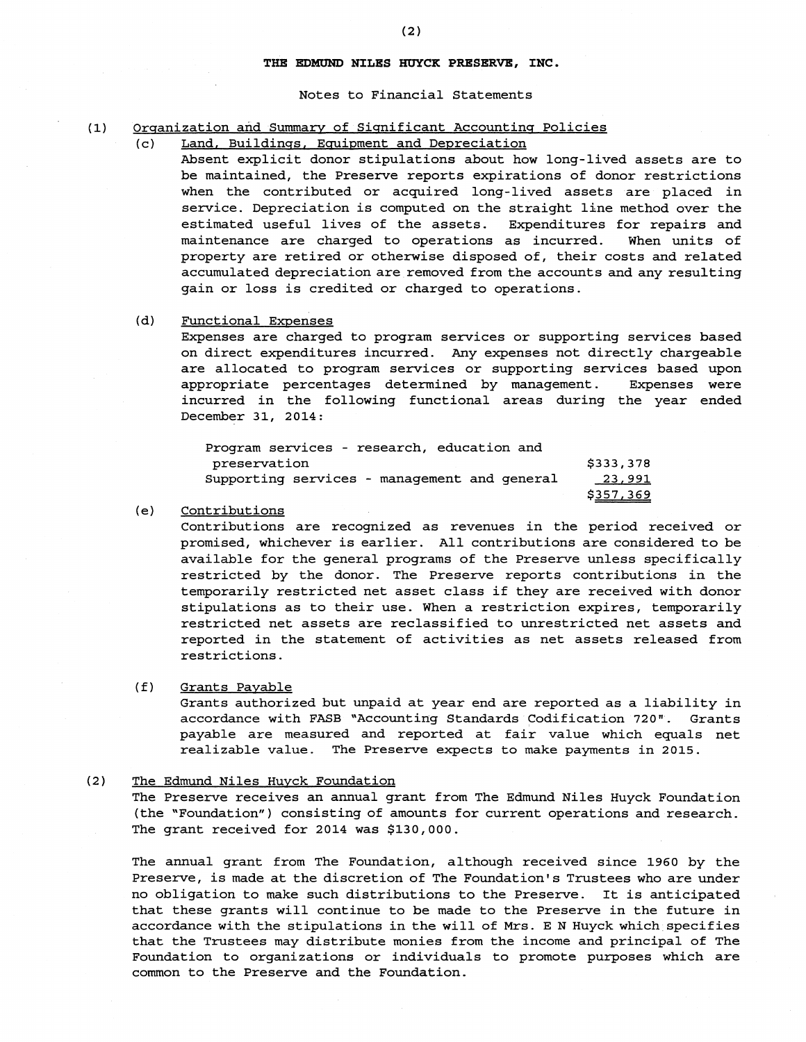## THE EDMUND NILES HUYCK PRESERVE, INC.

Notes to Financial Statements

(1) Organization and Summary of Significant Accounting Policies

(c) Land, Buildings, Equipment and Depreciation

Absent explicit donor stipulations about how long-lived assets are to be maintained, the Preserve reports expirations of donor restrictions when the contributed or acquired long-lived assets are placed in service. Depreciation is computed on the straight line method over the estimated useful lives of the assets. Expenditures for repairs and maintenance are charged to operations as incurred. When units of property are retired or otherwise disposed of, their costs and related accumulated depreciation are removed from the accounts and any resulting gain or loss is credited or charged to operations.

(d) Functional Expenses

Expenses are charged to program services or supporting services based on direct expenditures incurred. Any expenses not directly chargeable are allocated to program services or supporting services based upon appropriate percentages determined by management. Expenses were incurred in the following functional areas during the year ended December 31, 2014:

| | |
|---|---|
| Program services - research, education and preservation | $333,378 |
| Supporting services - management and general | 23,991 |
| | $357,369 |

(e) Contributions

Contributions are recognized as revenues in the period received or promised, whichever is earlier. All contributions are considered to be available for the general programs of the Preserve unless specifically restricted by the donor. The Preserve reports contributions in the temporarily restricted net asset class if they are received with donor stipulations as to their use. When a restriction expires, temporarily restricted net assets are reclassified to unrestricted net assets and reported in the statement of activities as net assets released from restrictions.

(f) Grants Payable

Grants authorized but unpaid at year end are reported as a liability in accordance with FASB "Accounting Standards Codification 720". Grants payable are measured and reported at fair value which equals net realizable value. The Preserve expects to make payments in 2015.

(2) The Edmund Niles Huyck Foundation

The Preserve receives an annual grant from The Edmund Niles Huyck Foundation (the "Foundation") consisting of amounts for current operations and research. The grant received for 2014 was $130,000.

The annual grant from The Foundation, although received since 1960 by the Preserve, is made at the discretion of The Foundation's Trustees who are under no obligation to make such distributions to the Preserve. It is anticipated that these grants will continue to be made to the Preserve in the future in accordance with the stipulations in the will of Mrs. E N Huyck which specifies that the Trustees may distribute monies from the income and principal of The Foundation to organizations or individuals to promote purposes which are common to the Preserve and the Foundation.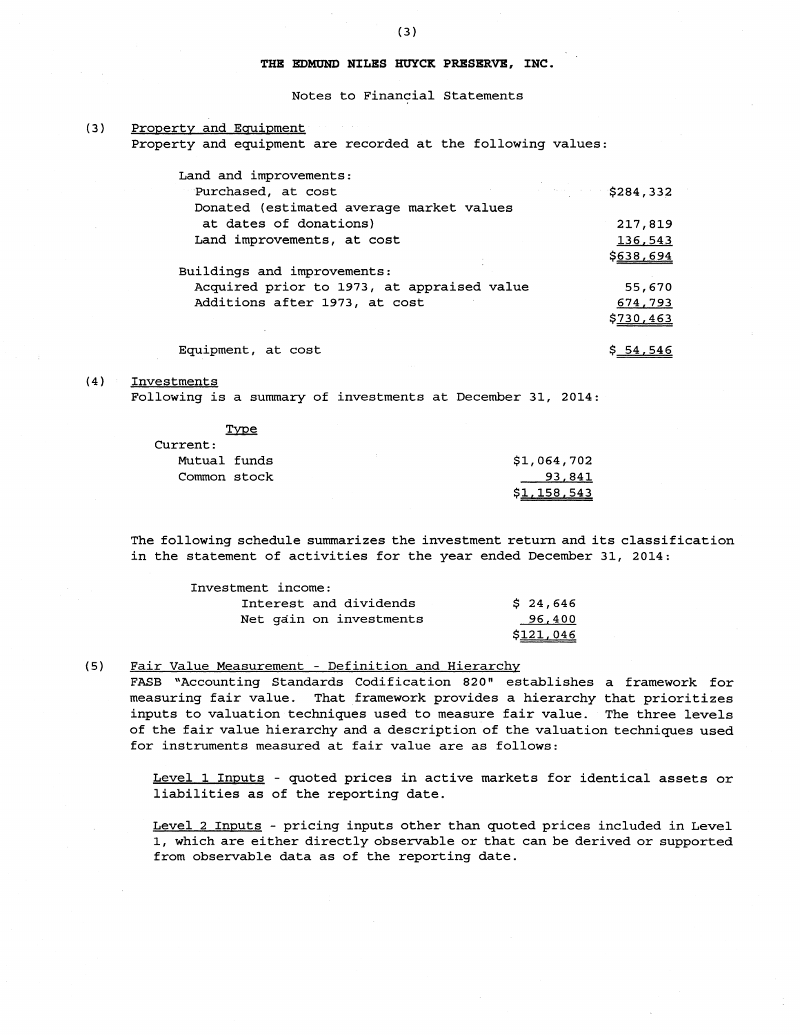# THE EDMUND NILES HUYCK PRESERVE, INC.

Notes to Financial Statements

## (3) Property and Equipment

Property and equipment are recorded at the following values:

| | |
|---|---|
| Land and improvements: | |
| Purchased, at cost | $284,332 |
| Donated (estimated average market values at dates of donations) | 217,819 |
| Land improvements, at cost | 136,543 |
| | $638,694 |
| Buildings and improvements: | |
| Acquired prior to 1973, at appraised value | 55,670 |
| Additions after 1973, at cost | 674,793 |
| | $730,463 |
| Equipment, at cost | $ 54,546 |

## (4) Investments

Following is a summary of investments at December 31, 2014:

| Type | |
|---|---|
| Current: | |
| Mutual funds | $1,064,702 |
| Common stock | 93,841 |
| | $1,158,543 |

The following schedule summarizes the investment return and its classification in the statement of activities for the year ended December 31, 2014:

| | |
|---|---|
| Investment income: | |
| Interest and dividends | $ 24,646 |
| Net gain on investments | 96,400 |
| | $121,046 |

## (5) Fair Value Measurement - Definition and Hierarchy

FASB "Accounting Standards Codification 820" establishes a framework for measuring fair value. That framework provides a hierarchy that prioritizes inputs to valuation techniques used to measure fair value. The three levels of the fair value hierarchy and a description of the valuation techniques used for instruments measured at fair value are as follows:

Level 1 Inputs - quoted prices in active markets for identical assets or liabilities as of the reporting date.

Level 2 Inputs - pricing inputs other than quoted prices included in Level 1, which are either directly observable or that can be derived or supported from observable data as of the reporting date.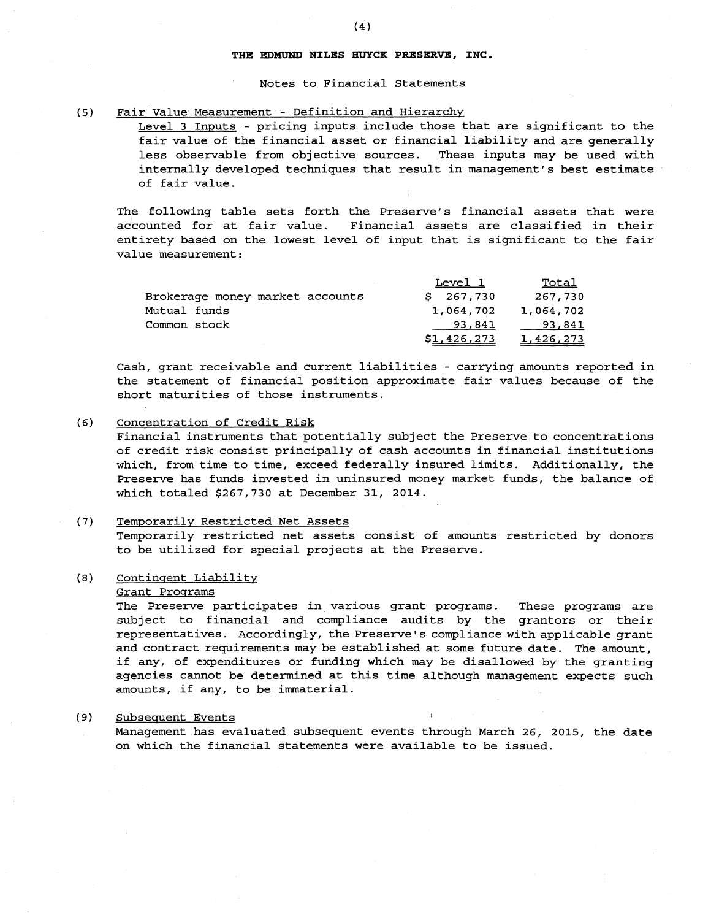**THE EDMUND NILES HUYCK PRESERVE, INC.**

Notes to Financial Statements

(5) Fair Value Measurement - Definition and Hierarchy

Level 3 Inputs - pricing inputs include those that are significant to the fair value of the financial asset or financial liability and are generally less observable from objective sources. These inputs may be used with internally developed techniques that result in management's best estimate of fair value.

The following table sets forth the Preserve's financial assets that were accounted for at fair value. Financial assets are classified in their entirety based on the lowest level of input that is significant to the fair value measurement:

| | Level 1 | Total |
|---|---|---|
| Brokerage money market accounts | $ 267,730 | 267,730 |
| Mutual funds | 1,064,702 | 1,064,702 |
| Common stock | 93,841 | 93,841 |
| | $1,426,273 | 1,426,273 |

Cash, grant receivable and current liabilities - carrying amounts reported in the statement of financial position approximate fair values because of the short maturities of those instruments.

(6) Concentration of Credit Risk

Financial instruments that potentially subject the Preserve to concentrations of credit risk consist principally of cash accounts in financial institutions which, from time to time, exceed federally insured limits. Additionally, the Preserve has funds invested in uninsured money market funds, the balance of which totaled $267,730 at December 31, 2014.

(7) Temporarily Restricted Net Assets

Temporarily restricted net assets consist of amounts restricted by donors to be utilized for special projects at the Preserve.

(8) Contingent Liability

Grant Programs

The Preserve participates in various grant programs. These programs are subject to financial and compliance audits by the grantors or their representatives. Accordingly, the Preserve's compliance with applicable grant and contract requirements may be established at some future date. The amount, if any, of expenditures or funding which may be disallowed by the granting agencies cannot be determined at this time although management expects such amounts, if any, to be immaterial.

(9) Subsequent Events

Management has evaluated subsequent events through March 26, 2015, the date on which the financial statements were available to be issued.